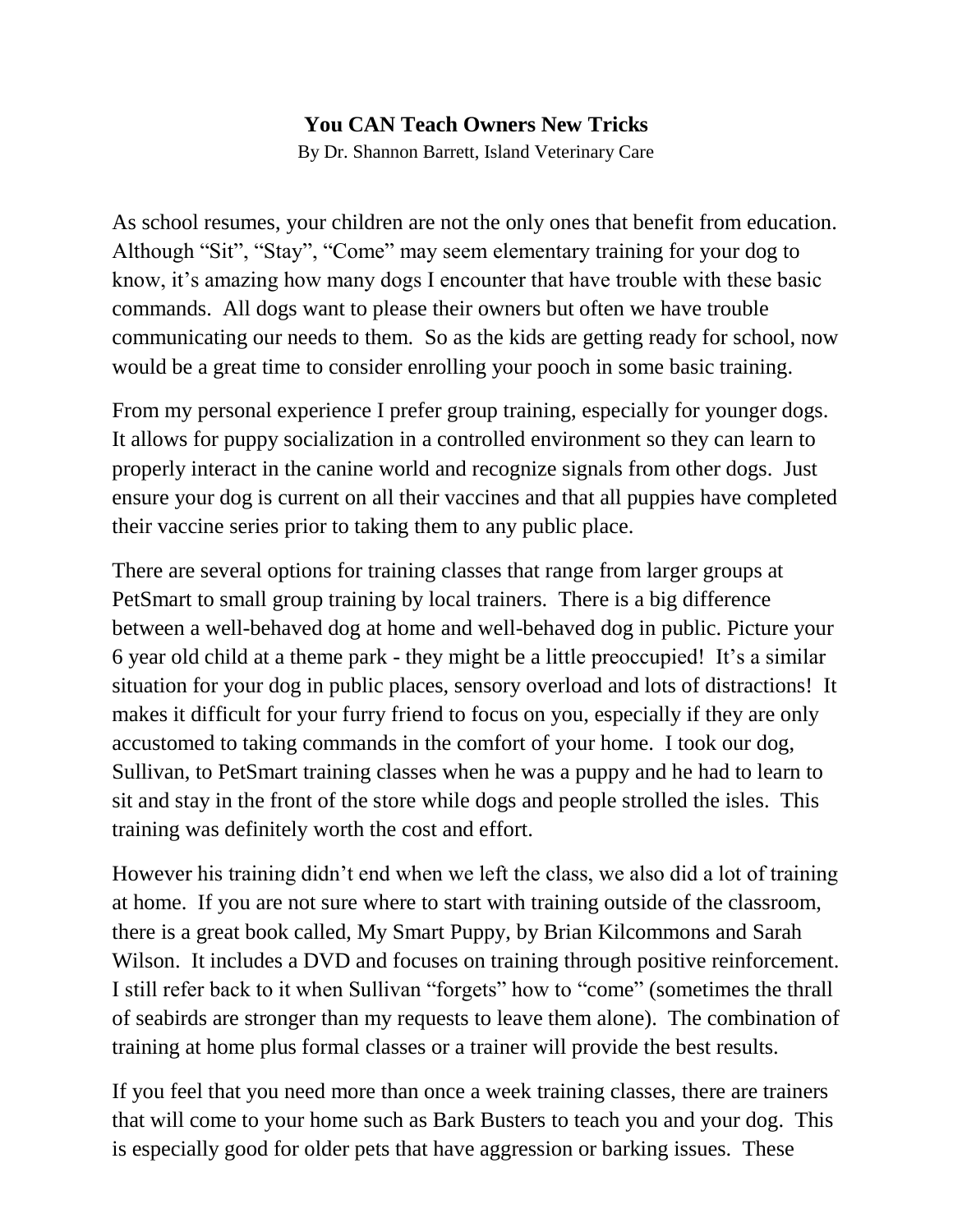# You CAN Teach Owners New Tricks

By Dr. Shannon Barrett, Island Veterinary Care

As school resumes, your children are not the only ones that benefit from education. Although "Sit", "Stay", "Come" may seem elementary training for your dog to know, it's amazing how many dogs I encounter that have trouble with these basic commands. All dogs want to please their owners but often we have trouble communicating our needs to them. So as the kids are getting ready for school, now would be a great time to consider enrolling your pooch in some basic training.

From my personal experience I prefer group training, especially for younger dogs. It allows for puppy socialization in a controlled environment so they can learn to properly interact in the canine world and recognize signals from other dogs. Just ensure your dog is current on all their vaccines and that all puppies have completed their vaccine series prior to taking them to any public place.

There are several options for training classes that range from larger groups at PetSmart to small group training by local trainers. There is a big difference between a well-behaved dog at home and well-behaved dog in public. Picture your 6 year old child at a theme park - they might be a little preoccupied! It's a similar situation for your dog in public places, sensory overload and lots of distractions! It makes it difficult for your furry friend to focus on you, especially if they are only accustomed to taking commands in the comfort of your home. I took our dog, Sullivan, to PetSmart training classes when he was a puppy and he had to learn to sit and stay in the front of the store while dogs and people strolled the isles. This training was definitely worth the cost and effort.

However his training didn't end when we left the class, we also did a lot of training at home. If you are not sure where to start with training outside of the classroom, there is a great book called, My Smart Puppy, by Brian Kilcommons and Sarah Wilson. It includes a DVD and focuses on training through positive reinforcement. I still refer back to it when Sullivan "forgets" how to "come" (sometimes the thrall of seabirds are stronger than my requests to leave them alone). The combination of training at home plus formal classes or a trainer will provide the best results.

If you feel that you need more than once a week training classes, there are trainers that will come to your home such as Bark Busters to teach you and your dog. This is especially good for older pets that have aggression or barking issues. These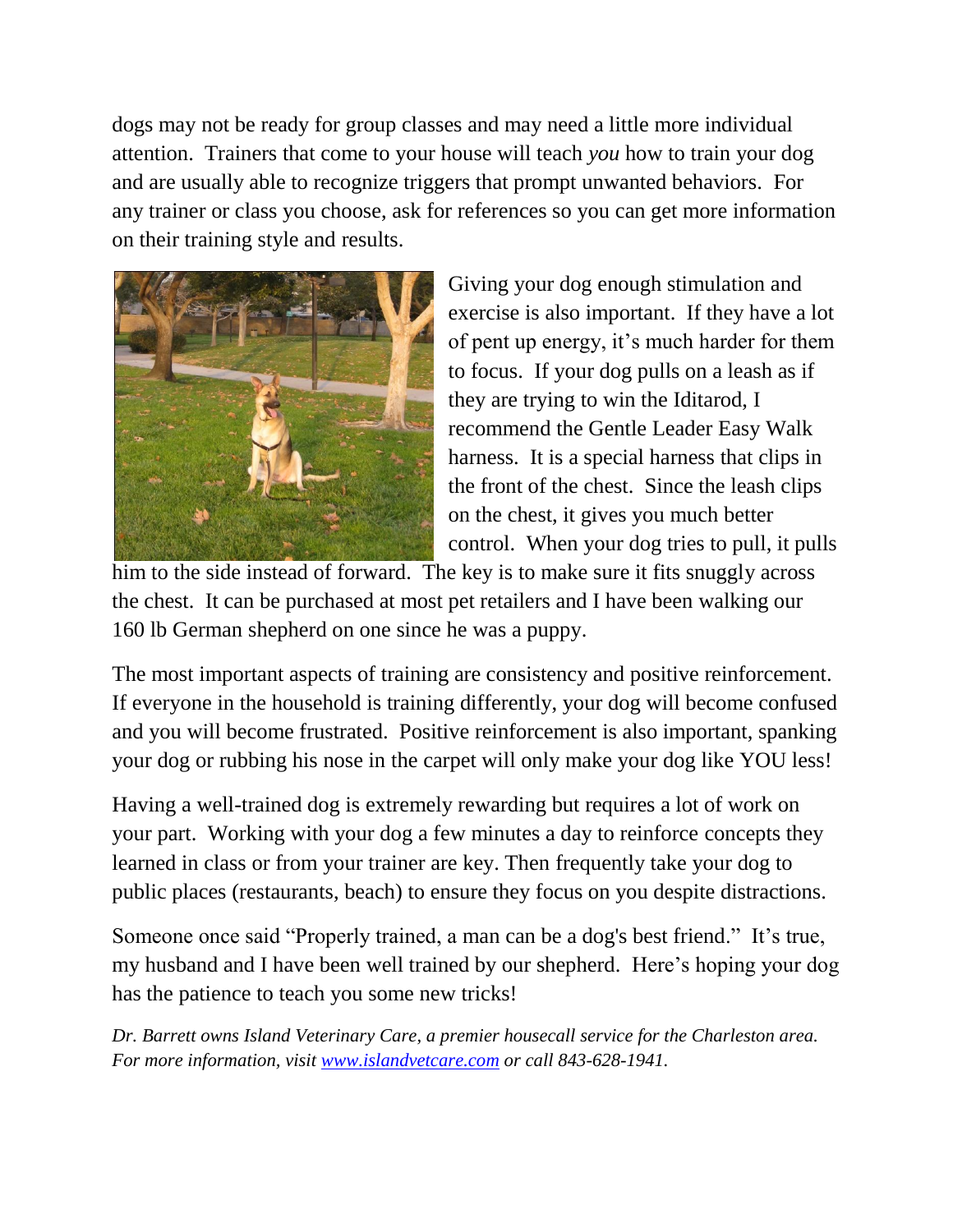dogs may not be ready for group classes and may need a little more individual attention. Trainers that come to your house will teach *you* how to train your dog and are usually able to recognize triggers that prompt unwanted behaviors. For any trainer or class you choose, ask for references so you can get more information on their training style and results.

Giving your dog enough stimulation and exercise is also important. If they have a lot of pent up energy, it's much harder for them to focus. If your dog pulls on a leash as if they are trying to win the Iditarod, I recommend the Gentle Leader Easy Walk harness. It is a special harness that clips in the front of the chest. Since the leash clips on the chest, it gives you much better control. When your dog tries to pull, it pulls him to the side instead of forward. The key is to make sure it fits snuggly across the chest. It can be purchased at most pet retailers and I have been walking our 160 lb German shepherd on one since he was a puppy.

The most important aspects of training are consistency and positive reinforcement. If everyone in the household is training differently, your dog will become confused and you will become frustrated. Positive reinforcement is also important, spanking your dog or rubbing his nose in the carpet will only make your dog like YOU less!

Having a well-trained dog is extremely rewarding but requires a lot of work on your part. Working with your dog a few minutes a day to reinforce concepts they learned in class or from your trainer are key. Then frequently take your dog to public places (restaurants, beach) to ensure they focus on you despite distractions.

Someone once said "Properly trained, a man can be a dog's best friend." It's true, my husband and I have been well trained by our shepherd. Here's hoping your dog has the patience to teach you some new tricks!

*Dr. Barrett owns Island Veterinary Care, a premier housecall service for the Charleston area. For more information, visit [www.islandvetcare.com](http://www.islandvetcare.com) or call 843-628-1941.*